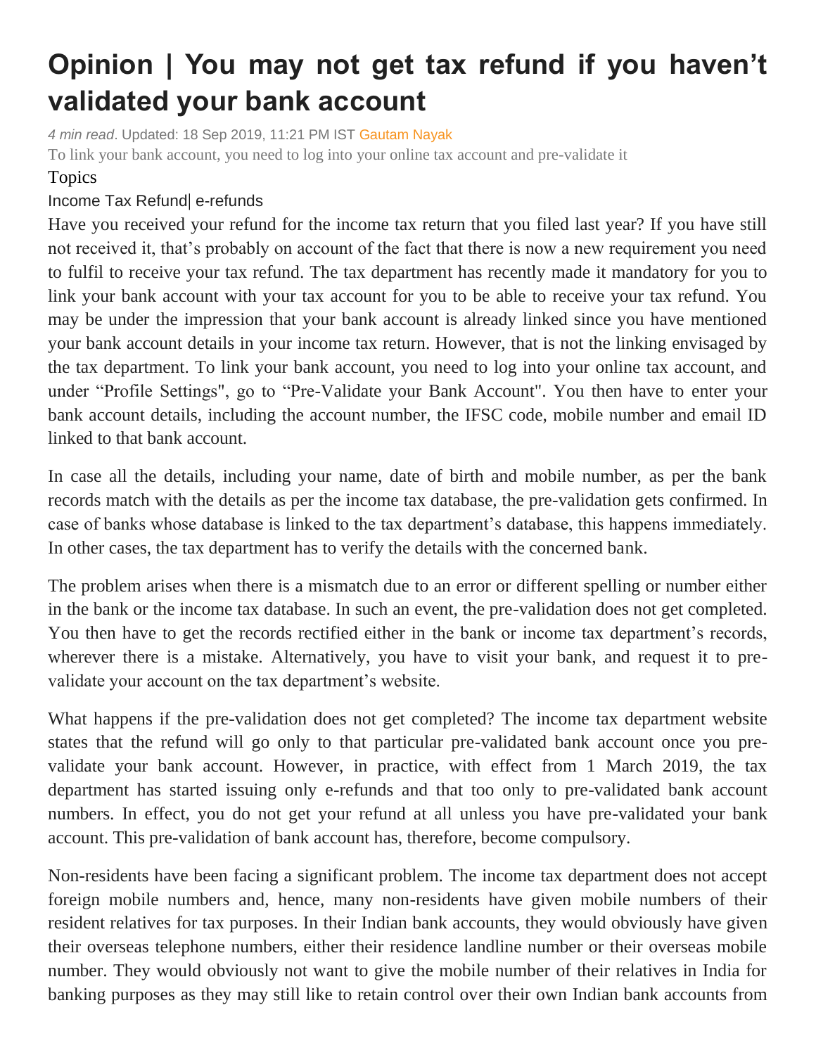# Opinion | You may not get tax refund if you haven't validated your bank account

*4 min read*. Updated: 18 Sep 2019, 11:21 PM IST Gautam Nayak

To link your bank account, you need to log into your online tax account and pre-validate it

Topics

Income Tax Refund| e-refunds

Have you received your refund for the income tax return that you filed last year? If you have still not received it, that's probably on account of the fact that there is now a new requirement you need to fulfil to receive your tax refund. The tax department has recently made it mandatory for you to link your bank account with your tax account for you to be able to receive your tax refund. You may be under the impression that your bank account is already linked since you have mentioned your bank account details in your income tax return. However, that is not the linking envisaged by the tax department. To link your bank account, you need to log into your online tax account, and under "Profile Settings", go to "Pre-Validate your Bank Account". You then have to enter your bank account details, including the account number, the IFSC code, mobile number and email ID linked to that bank account.

In case all the details, including your name, date of birth and mobile number, as per the bank records match with the details as per the income tax database, the pre-validation gets confirmed. In case of banks whose database is linked to the tax department's database, this happens immediately. In other cases, the tax department has to verify the details with the concerned bank.

The problem arises when there is a mismatch due to an error or different spelling or number either in the bank or the income tax database. In such an event, the pre-validation does not get completed. You then have to get the records rectified either in the bank or income tax department's records, wherever there is a mistake. Alternatively, you have to visit your bank, and request it to pre-validate your account on the tax department's website.

What happens if the pre-validation does not get completed? The income tax department website states that the refund will go only to that particular pre-validated bank account once you pre-validate your bank account. However, in practice, with effect from 1 March 2019, the tax department has started issuing only e-refunds and that too only to pre-validated bank account numbers. In effect, you do not get your refund at all unless you have pre-validated your bank account. This pre-validation of bank account has, therefore, become compulsory.

Non-residents have been facing a significant problem. The income tax department does not accept foreign mobile numbers and, hence, many non-residents have given mobile numbers of their resident relatives for tax purposes. In their Indian bank accounts, they would obviously have given their overseas telephone numbers, either their residence landline number or their overseas mobile number. They would obviously not want to give the mobile number of their relatives in India for banking purposes as they may still like to retain control over their own Indian bank accounts from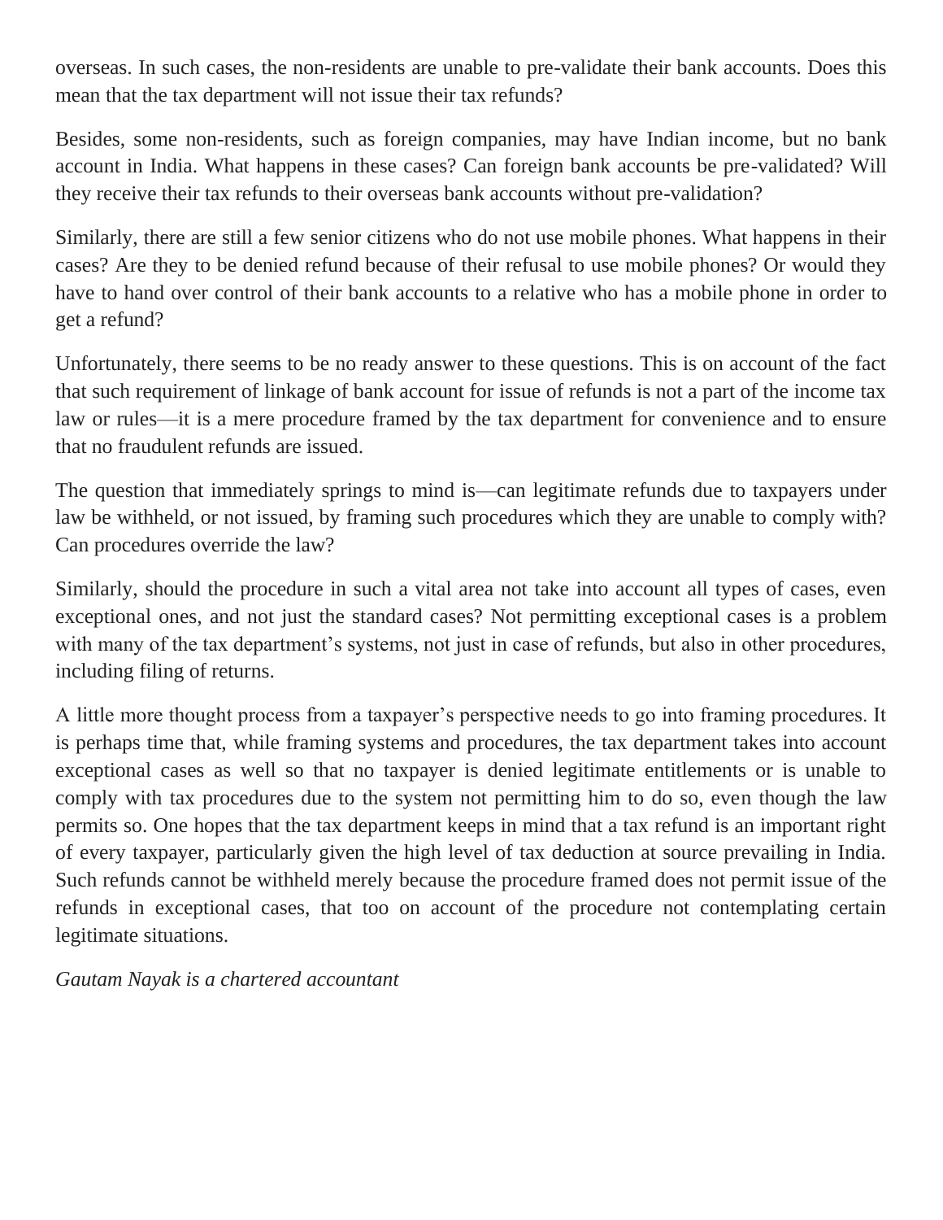overseas. In such cases, the non-residents are unable to pre-validate their bank accounts. Does this mean that the tax department will not issue their tax refunds?

Besides, some non-residents, such as foreign companies, may have Indian income, but no bank account in India. What happens in these cases? Can foreign bank accounts be pre-validated? Will they receive their tax refunds to their overseas bank accounts without pre-validation?

Similarly, there are still a few senior citizens who do not use mobile phones. What happens in their cases? Are they to be denied refund because of their refusal to use mobile phones? Or would they have to hand over control of their bank accounts to a relative who has a mobile phone in order to get a refund?

Unfortunately, there seems to be no ready answer to these questions. This is on account of the fact that such requirement of linkage of bank account for issue of refunds is not a part of the income tax law or rules—it is a mere procedure framed by the tax department for convenience and to ensure that no fraudulent refunds are issued.

The question that immediately springs to mind is—can legitimate refunds due to taxpayers under law be withheld, or not issued, by framing such procedures which they are unable to comply with? Can procedures override the law?

Similarly, should the procedure in such a vital area not take into account all types of cases, even exceptional ones, and not just the standard cases? Not permitting exceptional cases is a problem with many of the tax department's systems, not just in case of refunds, but also in other procedures, including filing of returns.

A little more thought process from a taxpayer's perspective needs to go into framing procedures. It is perhaps time that, while framing systems and procedures, the tax department takes into account exceptional cases as well so that no taxpayer is denied legitimate entitlements or is unable to comply with tax procedures due to the system not permitting him to do so, even though the law permits so. One hopes that the tax department keeps in mind that a tax refund is an important right of every taxpayer, particularly given the high level of tax deduction at source prevailing in India. Such refunds cannot be withheld merely because the procedure framed does not permit issue of the refunds in exceptional cases, that too on account of the procedure not contemplating certain legitimate situations.

*Gautam Nayak is a chartered accountant*